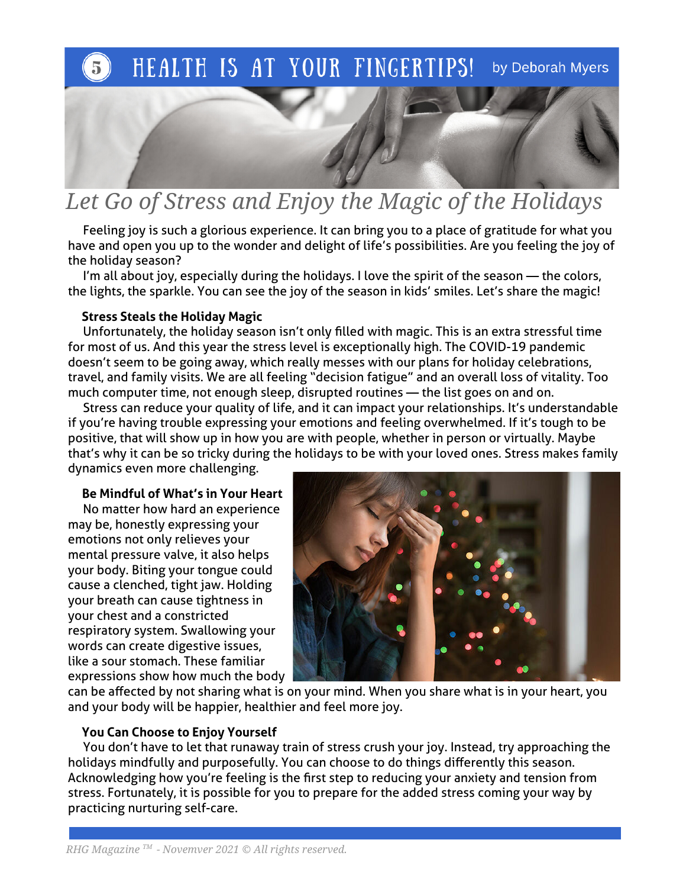# 5 HEALTH IS AT YOUR FINGERTIPS! by Deborah Myers

## *Let Go of Stress and Enjoy the Magic of the Holidays*

Feeling joy is such a glorious experience. It can bring you to a place of gratitude for what you have and open you up to the wonder and delight of life's possibilities. Are you feeling the joy of the holiday season?

I'm all about joy, especially during the holidays. I love the spirit of the season — the colors, the lights, the sparkle. You can see the joy of the season in kids' smiles. Let's share the magic!

### Stress Steals the Holiday Magic

Unfortunately, the holiday season isn't only filled with magic. This is an extra stressful time for most of us. And this year the stress level is exceptionally high. The COVID-19 pandemic doesn't seem to be going away, which really messes with our plans for holiday celebrations, travel, and family visits. We are all feeling "decision fatigue" and an overall loss of vitality. Too much computer time, not enough sleep, disrupted routines — the list goes on and on.

Stress can reduce your quality of life, and it can impact your relationships. It's understandable if you're having trouble expressing your emotions and feeling overwhelmed. If it's tough to be positive, that will show up in how you are with people, whether in person or virtually. Maybe that's why it can be so tricky during the holidays to be with your loved ones. Stress makes family dynamics even more challenging.

### Be Mindful of What's in Your Heart

No matter how hard an experience may be, honestly expressing your emotions not only relieves your mental pressure valve, it also helps your body. Biting your tongue could cause a clenched, tight jaw. Holding your breath can cause tightness in your chest and a constricted respiratory system. Swallowing your words can create digestive issues, like a sour stomach. These familiar expressions show how much the body can be affected by not sharing what is on your mind. When you share what is in your heart, you and your body will be happier, healthier and feel more joy.

### You Can Choose to Enjoy Yourself

You don't have to let that runaway train of stress crush your joy. Instead, try approaching the holidays mindfully and purposefully. You can choose to do things differently this season. Acknowledging how you're feeling is the first step to reducing your anxiety and tension from stress. Fortunately, it is possible for you to prepare for the added stress coming your way by practicing nurturing self-care.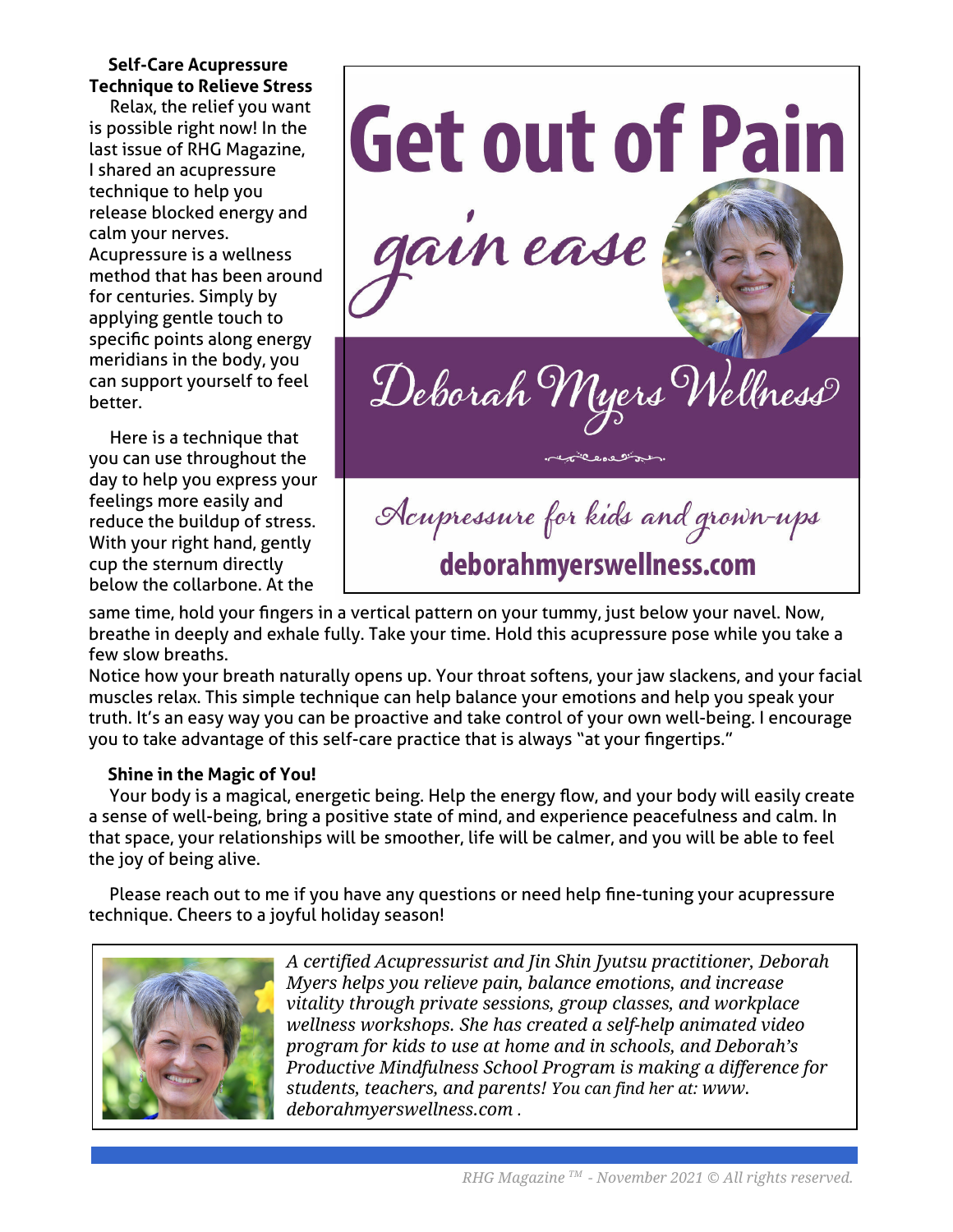**Self-Care Acupressure Technique to Relieve Stress**

Relax, the relief you want is possible right now! In the last issue of RHG Magazine, I shared an acupressure technique to help you release blocked energy and calm your nerves. Acupressure is a wellness method that has been around for centuries. Simply by applying gentle touch to specific points along energy meridians in the body, you can support yourself to feel better.

Here is a technique that you can use throughout the day to help you express your feelings more easily and reduce the buildup of stress. With your right hand, gently cup the sternum directly below the collarbone. At the same time, hold your fingers in a vertical pattern on your tummy, just below your navel. Now, breathe in deeply and exhale fully. Take your time. Hold this acupressure pose while you take a few slow breaths.

Notice how your breath naturally opens up. Your throat softens, your jaw slackens, and your facial muscles relax. This simple technique can help balance your emotions and help you speak your truth. It's an easy way you can be proactive and take control of your own well-being. I encourage you to take advantage of this self-care practice that is always "at your fingertips."

Get out of Pain
gain ease

Deborah Myers Wellness

Acupressure for kids and grown-ups

deborahmyerswellness.com

**Shine in the Magic of You!**

Your body is a magical, energetic being. Help the energy flow, and your body will easily create a sense of well-being, bring a positive state of mind, and experience peacefulness and calm. In that space, your relationships will be smoother, life will be calmer, and you will be able to feel the joy of being alive.

Please reach out to me if you have any questions or need help fine-tuning your acupressure technique. Cheers to a joyful holiday season!

*A certified Acupressurist and Jin Shin Jyutsu practitioner, Deborah Myers helps you relieve pain, balance emotions, and increase vitality through private sessions, group classes, and workplace wellness workshops. She has created a self-help animated video program for kids to use at home and in schools, and Deborah's Productive Mindfulness School Program is making a difference for students, teachers, and parents! You can find her at: www. deborahmyerswellness.com .*

*RHG Magazine TM - November 2021 © All rights reserved.*